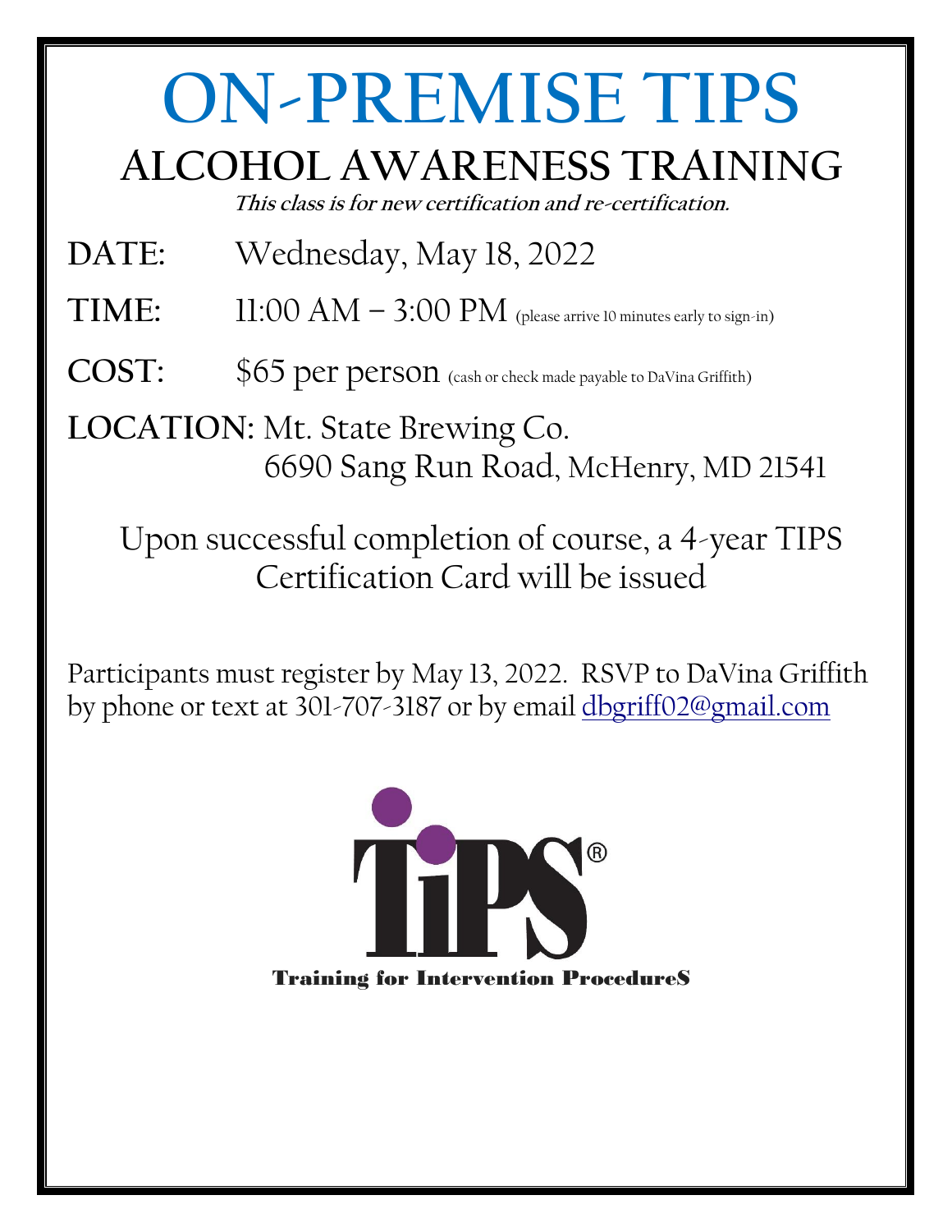# ON-PREMISE TIPS

## ALCOHOL AWARENESS TRAINING

***This class is for new certification and re-certification.***

**DATE:** Wednesday, May 18, 2022

**TIME:** 11:00 AM – 3:00 PM (please arrive 10 minutes early to sign-in)

**COST:** $65 per person (cash or check made payable to DaVina Griffith)

**LOCATION:** Mt. State Brewing Co.
6690 Sang Run Road, McHenry, MD 21541

Upon successful completion of course, a 4-year TIPS Certification Card will be issued

Participants must register by May 13, 2022. RSVP to DaVina Griffith by phone or text at 301-707-3187 or by email dbgriff02@gmail.com

TiPS®

Training for Intervention ProcedureS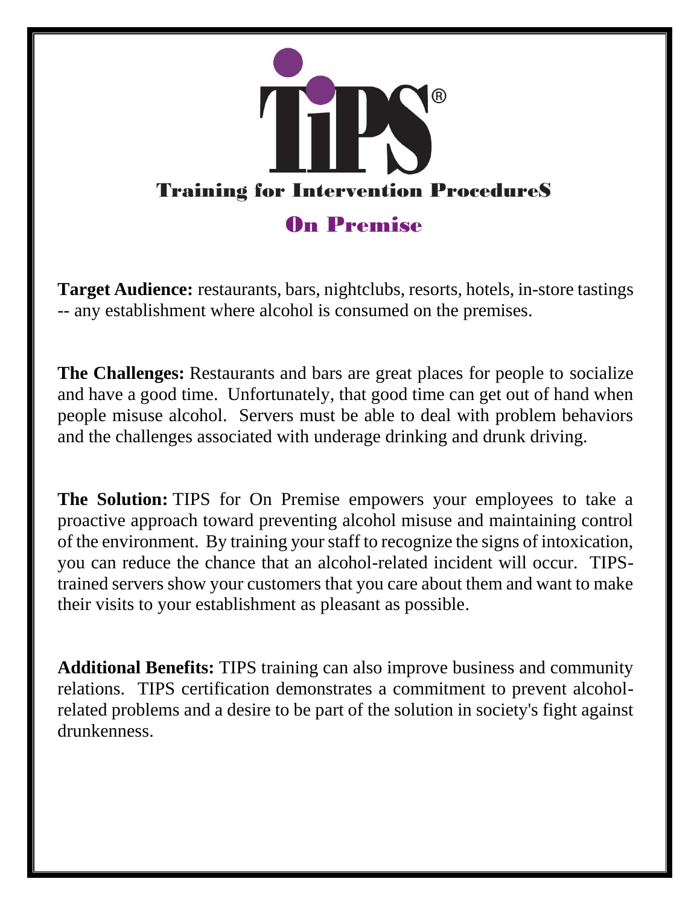# TiPS®

## Training for Intervention ProcedureS

## On Premise

**Target Audience:** restaurants, bars, nightclubs, resorts, hotels, in-store tastings -- any establishment where alcohol is consumed on the premises.

**The Challenges:** Restaurants and bars are great places for people to socialize and have a good time. Unfortunately, that good time can get out of hand when people misuse alcohol. Servers must be able to deal with problem behaviors and the challenges associated with underage drinking and drunk driving.

**The Solution:** TIPS for On Premise empowers your employees to take a proactive approach toward preventing alcohol misuse and maintaining control of the environment. By training your staff to recognize the signs of intoxication, you can reduce the chance that an alcohol-related incident will occur. TIPS-trained servers show your customers that you care about them and want to make their visits to your establishment as pleasant as possible.

**Additional Benefits:** TIPS training can also improve business and community relations. TIPS certification demonstrates a commitment to prevent alcohol-related problems and a desire to be part of the solution in society's fight against drunkenness.